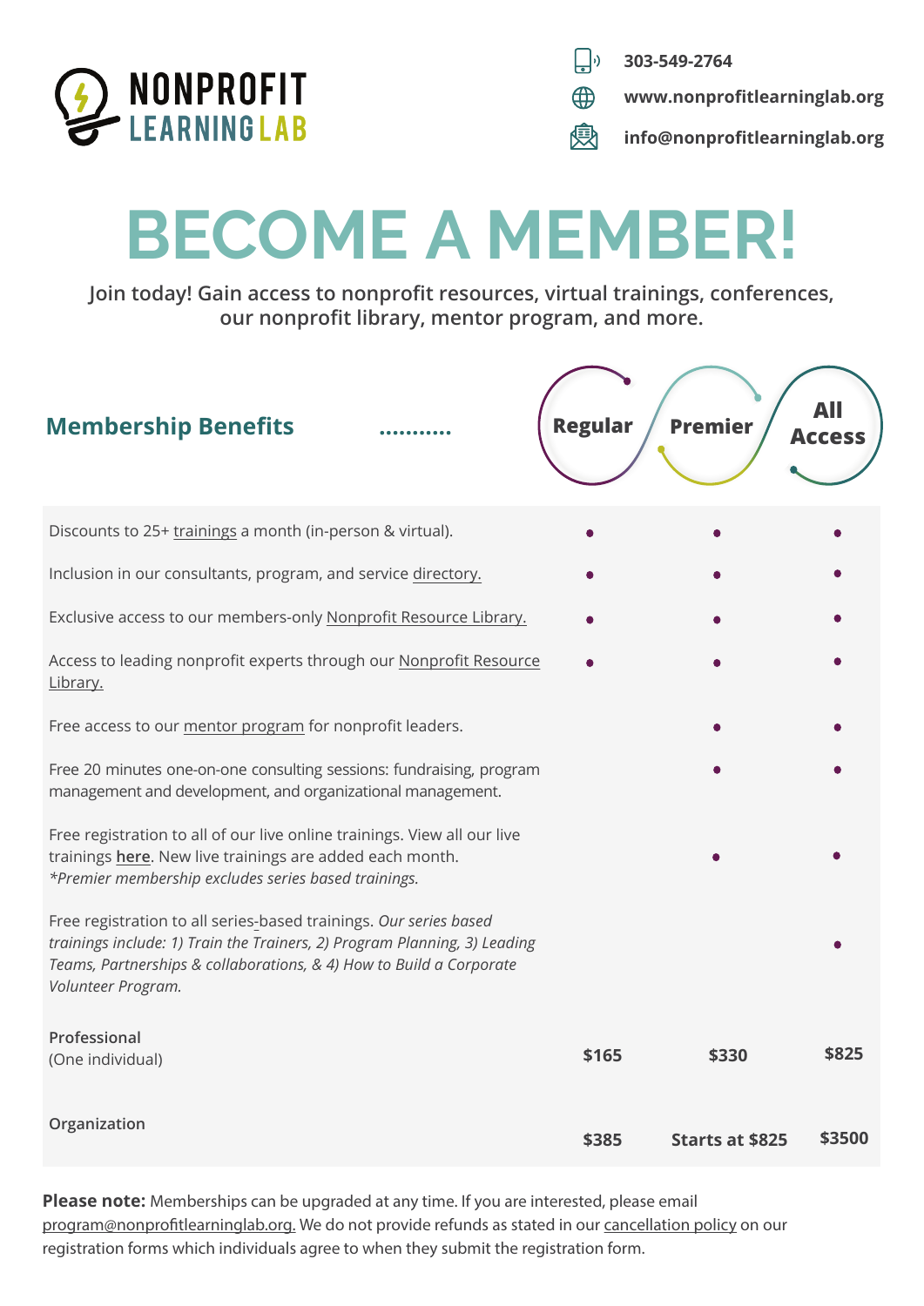NONPROFIT LEARNING LAB

303-549-2764

www.nonprofitlearninglab.org

info@nonprofitlearninglab.org

# BECOME A MEMBER!

**Join today! Gain access to nonprofit resources, virtual trainings, conferences, our nonprofit library, mentor program, and more.**

| Membership Benefits | Regular | Premier | All Access |
|---|---|---|---|
| Discounts to 25+ trainings a month (in-person & virtual). | • | • | • |
| Inclusion in our consultants, program, and service directory. | • | • | • |
| Exclusive access to our members-only Nonprofit Resource Library. | • | • | • |
| Access to leading nonprofit experts through our Nonprofit Resource Library. | • | • | • |
| Free access to our mentor program for nonprofit leaders. | | • | • |
| Free 20 minutes one-on-one consulting sessions: fundraising, program management and development, and organizational management. | | • | • |
| Free registration to all of our live online trainings. View all our live trainings **here**. New live trainings are added each month. *\*Premier membership excludes series based trainings.* | | • | • |
| Free registration to all series-based trainings. *Our series based trainings include: 1) Train the Trainers, 2) Program Planning, 3) Leading Teams, Partnerships & collaborations, & 4) How to Build a Corporate Volunteer Program.* | | | • |
| Professional (One individual) | **$165** | **$330** | **$825** |
| Organization | **$385** | **Starts at $825** | **$3500** |

**Please note:** Memberships can be upgraded at any time. If you are interested, please email program@nonprofitlearninglab.org. We do not provide refunds as stated in our cancellation policy on our registration forms which individuals agree to when they submit the registration form.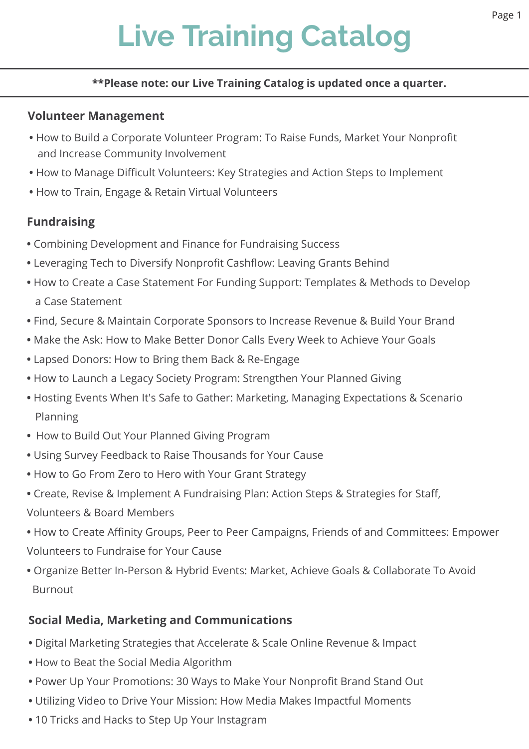# Live Training Catalog

**\*\*Please note: our Live Training Catalog is updated once a quarter.**

## Volunteer Management

- How to Build a Corporate Volunteer Program: To Raise Funds, Market Your Nonprofit and Increase Community Involvement
- How to Manage Difficult Volunteers: Key Strategies and Action Steps to Implement
- How to Train, Engage & Retain Virtual Volunteers

## Fundraising

- Combining Development and Finance for Fundraising Success
- Leveraging Tech to Diversify Nonprofit Cashflow: Leaving Grants Behind
- How to Create a Case Statement For Funding Support: Templates & Methods to Develop a Case Statement
- Find, Secure & Maintain Corporate Sponsors to Increase Revenue & Build Your Brand
- Make the Ask: How to Make Better Donor Calls Every Week to Achieve Your Goals
- Lapsed Donors: How to Bring them Back & Re-Engage
- How to Launch a Legacy Society Program: Strengthen Your Planned Giving
- Hosting Events When It's Safe to Gather: Marketing, Managing Expectations & Scenario Planning
- How to Build Out Your Planned Giving Program
- Using Survey Feedback to Raise Thousands for Your Cause
- How to Go From Zero to Hero with Your Grant Strategy
- Create, Revise & Implement A Fundraising Plan: Action Steps & Strategies for Staff, Volunteers & Board Members
- How to Create Affinity Groups, Peer to Peer Campaigns, Friends of and Committees: Empower Volunteers to Fundraise for Your Cause
- Organize Better In-Person & Hybrid Events: Market, Achieve Goals & Collaborate To Avoid Burnout

## Social Media, Marketing and Communications

- Digital Marketing Strategies that Accelerate & Scale Online Revenue & Impact
- How to Beat the Social Media Algorithm
- Power Up Your Promotions: 30 Ways to Make Your Nonprofit Brand Stand Out
- Utilizing Video to Drive Your Mission: How Media Makes Impactful Moments
- 10 Tricks and Hacks to Step Up Your Instagram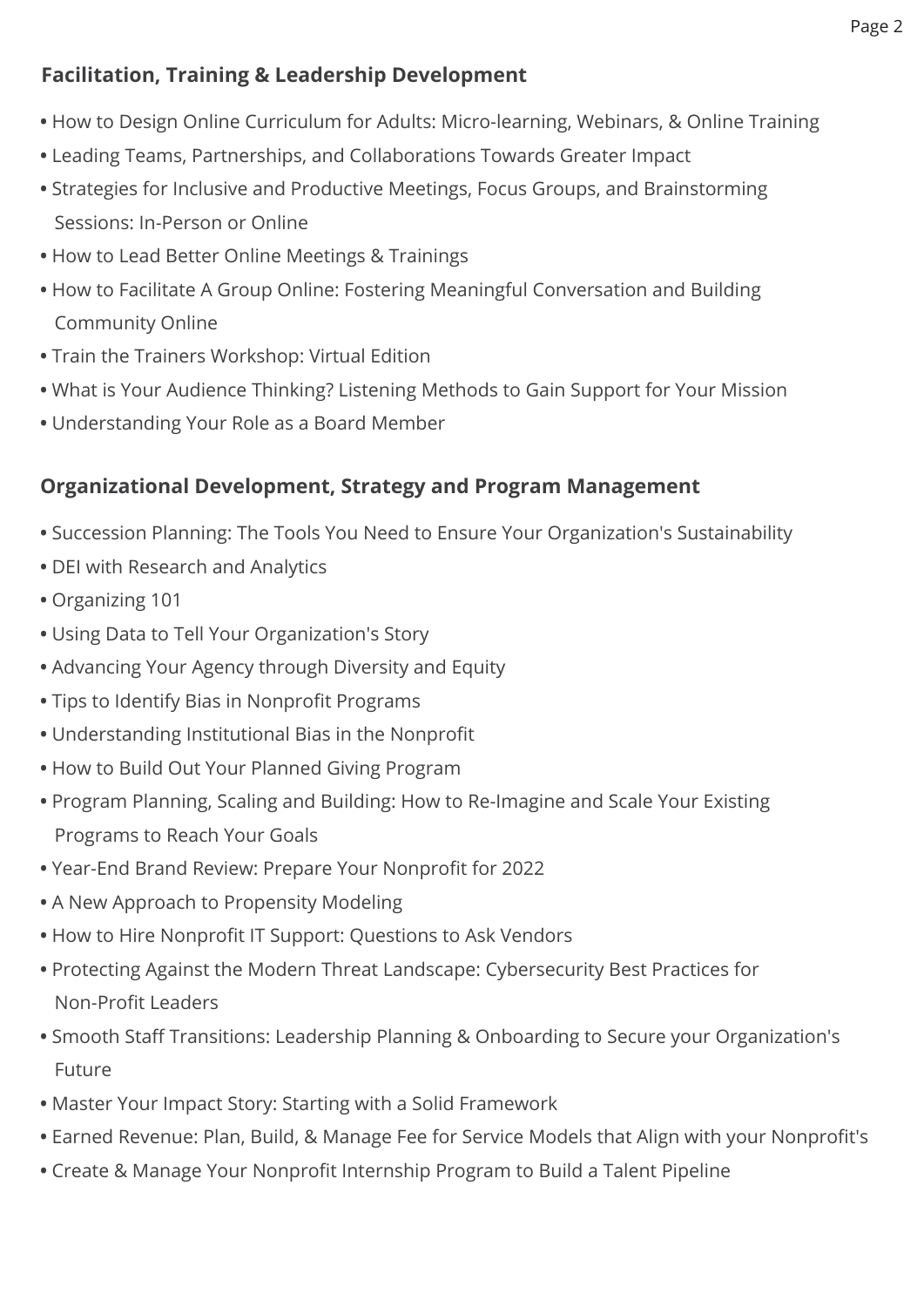## Facilitation, Training & Leadership Development

- How to Design Online Curriculum for Adults: Micro-learning, Webinars, & Online Training
- Leading Teams, Partnerships, and Collaborations Towards Greater Impact
- Strategies for Inclusive and Productive Meetings, Focus Groups, and Brainstorming Sessions: In-Person or Online
- How to Lead Better Online Meetings & Trainings
- How to Facilitate A Group Online: Fostering Meaningful Conversation and Building Community Online
- Train the Trainers Workshop: Virtual Edition
- What is Your Audience Thinking? Listening Methods to Gain Support for Your Mission
- Understanding Your Role as a Board Member

## Organizational Development, Strategy and Program Management

- Succession Planning: The Tools You Need to Ensure Your Organization's Sustainability
- DEI with Research and Analytics
- Organizing 101
- Using Data to Tell Your Organization's Story
- Advancing Your Agency through Diversity and Equity
- Tips to Identify Bias in Nonprofit Programs
- Understanding Institutional Bias in the Nonprofit
- How to Build Out Your Planned Giving Program
- Program Planning, Scaling and Building: How to Re-Imagine and Scale Your Existing Programs to Reach Your Goals
- Year-End Brand Review: Prepare Your Nonprofit for 2022
- A New Approach to Propensity Modeling
- How to Hire Nonprofit IT Support: Questions to Ask Vendors
- Protecting Against the Modern Threat Landscape: Cybersecurity Best Practices for Non-Profit Leaders
- Smooth Staff Transitions: Leadership Planning & Onboarding to Secure your Organization's Future
- Master Your Impact Story: Starting with a Solid Framework
- Earned Revenue: Plan, Build, & Manage Fee for Service Models that Align with your Nonprofit's
- Create & Manage Your Nonprofit Internship Program to Build a Talent Pipeline